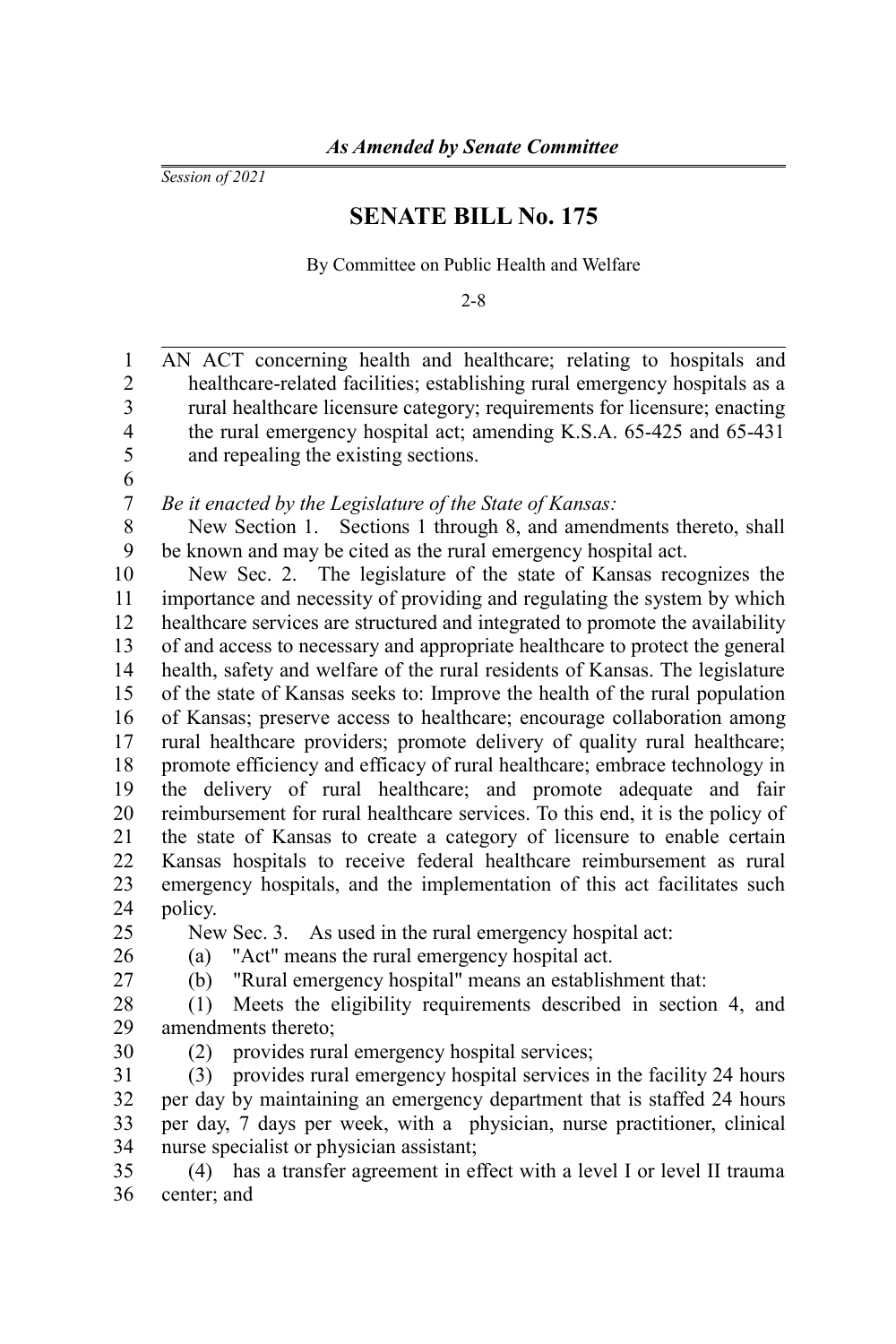*As Amended by Senate Committee*

*Session of 2021*

# SENATE BILL No. 175

By Committee on Public Health and Welfare

2-8

AN ACT concerning health and healthcare; relating to hospitals and healthcare-related facilities; establishing rural emergency hospitals as a rural healthcare licensure category; requirements for licensure; enacting the rural emergency hospital act; amending K.S.A. 65-425 and 65-431 and repealing the existing sections.

*Be it enacted by the Legislature of the State of Kansas:*

New Section 1. Sections 1 through 8, and amendments thereto, shall be known and may be cited as the rural emergency hospital act.

New Sec. 2. The legislature of the state of Kansas recognizes the importance and necessity of providing and regulating the system by which healthcare services are structured and integrated to promote the availability of and access to necessary and appropriate healthcare to protect the general health, safety and welfare of the rural residents of Kansas. The legislature of the state of Kansas seeks to: Improve the health of the rural population of Kansas; preserve access to healthcare; encourage collaboration among rural healthcare providers; promote delivery of quality rural healthcare; promote efficiency and efficacy of rural healthcare; embrace technology in the delivery of rural healthcare; and promote adequate and fair reimbursement for rural healthcare services. To this end, it is the policy of the state of Kansas to create a category of licensure to enable certain Kansas hospitals to receive federal healthcare reimbursement as rural emergency hospitals, and the implementation of this act facilitates such policy.

New Sec. 3. As used in the rural emergency hospital act:

(a) "Act" means the rural emergency hospital act.

(b) "Rural emergency hospital" means an establishment that:

(1) Meets the eligibility requirements described in section 4, and amendments thereto;

(2) provides rural emergency hospital services;

(3) provides rural emergency hospital services in the facility 24 hours per day by maintaining an emergency department that is staffed 24 hours per day, 7 days per week, with a physician, nurse practitioner, clinical nurse specialist or physician assistant;

(4) has a transfer agreement in effect with a level I or level II trauma center; and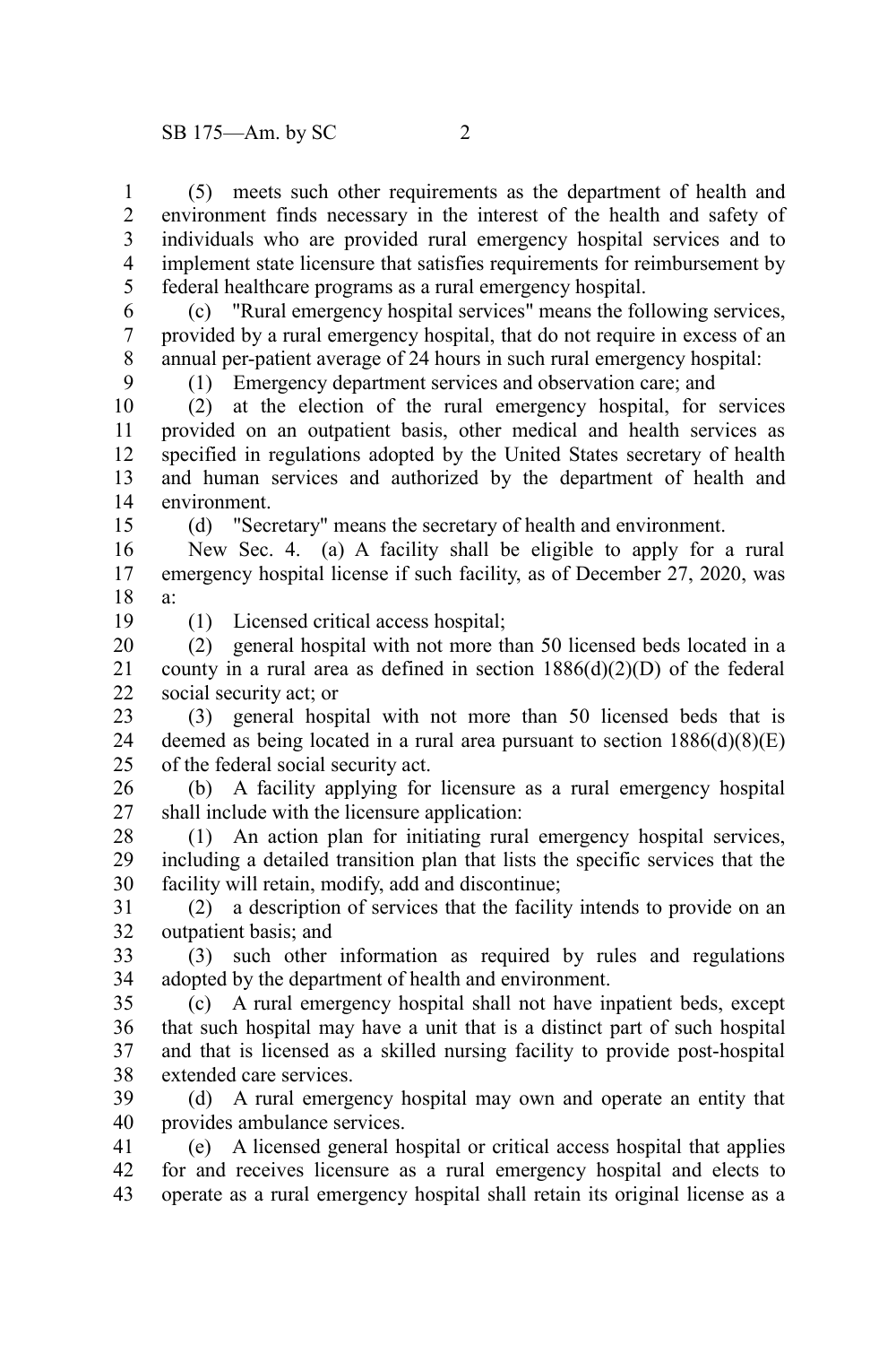(5) meets such other requirements as the department of health and environment finds necessary in the interest of the health and safety of individuals who are provided rural emergency hospital services and to implement state licensure that satisfies requirements for reimbursement by federal healthcare programs as a rural emergency hospital.

(c) "Rural emergency hospital services" means the following services, provided by a rural emergency hospital, that do not require in excess of an annual per-patient average of 24 hours in such rural emergency hospital:

(1) Emergency department services and observation care; and

(2) at the election of the rural emergency hospital, for services provided on an outpatient basis, other medical and health services as specified in regulations adopted by the United States secretary of health and human services and authorized by the department of health and environment.

(d) "Secretary" means the secretary of health and environment.

New Sec. 4. (a) A facility shall be eligible to apply for a rural emergency hospital license if such facility, as of December 27, 2020, was a:

(1) Licensed critical access hospital;

(2) general hospital with not more than 50 licensed beds located in a county in a rural area as defined in section 1886(d)(2)(D) of the federal social security act; or

(3) general hospital with not more than 50 licensed beds that is deemed as being located in a rural area pursuant to section 1886(d)(8)(E) of the federal social security act.

(b) A facility applying for licensure as a rural emergency hospital shall include with the licensure application:

(1) An action plan for initiating rural emergency hospital services, including a detailed transition plan that lists the specific services that the facility will retain, modify, add and discontinue;

(2) a description of services that the facility intends to provide on an outpatient basis; and

(3) such other information as required by rules and regulations adopted by the department of health and environment.

(c) A rural emergency hospital shall not have inpatient beds, except that such hospital may have a unit that is a distinct part of such hospital and that is licensed as a skilled nursing facility to provide post-hospital extended care services.

(d) A rural emergency hospital may own and operate an entity that provides ambulance services.

(e) A licensed general hospital or critical access hospital that applies for and receives licensure as a rural emergency hospital and elects to operate as a rural emergency hospital shall retain its original license as a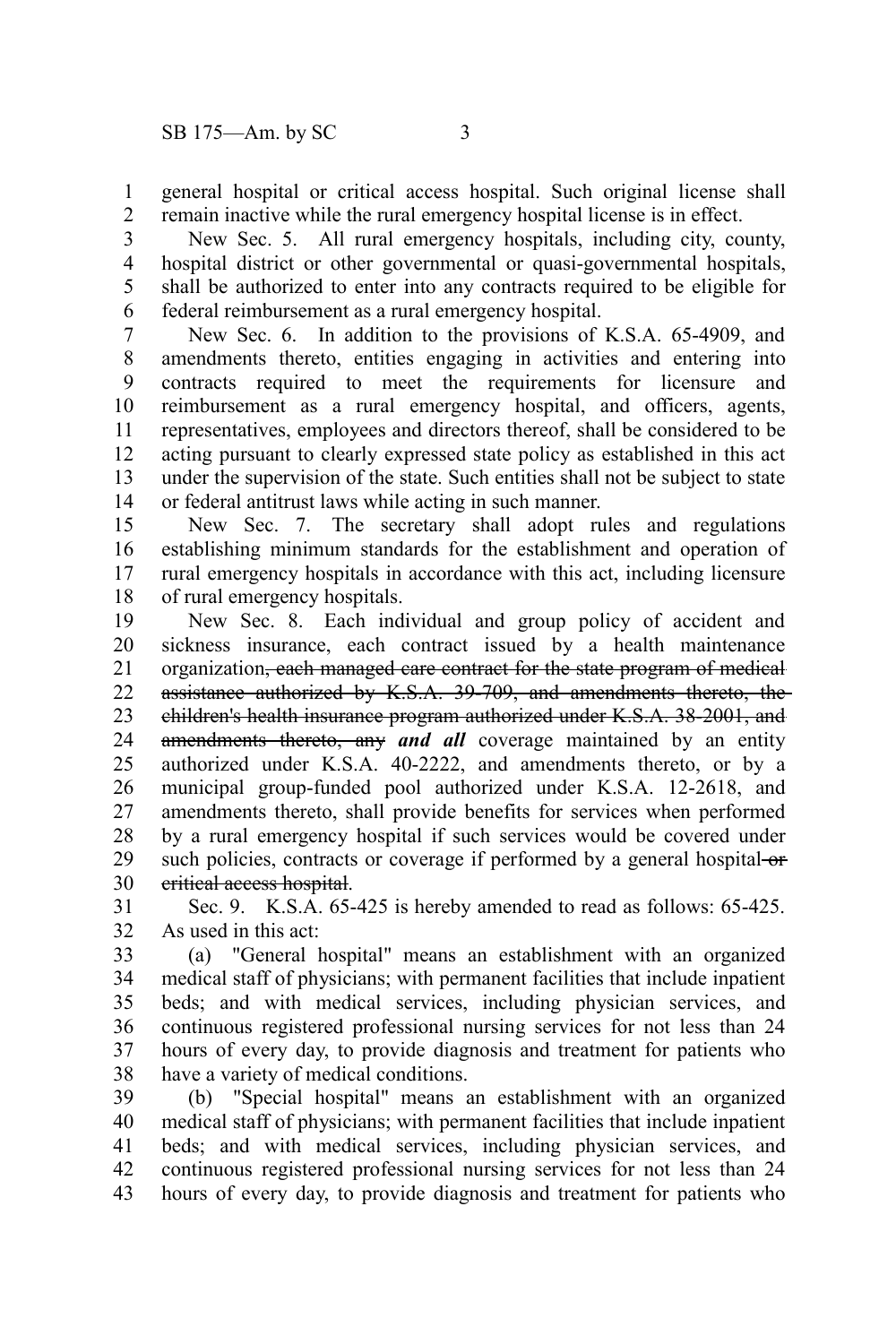general hospital or critical access hospital. Such original license shall remain inactive while the rural emergency hospital license is in effect.

New Sec. 5. All rural emergency hospitals, including city, county, hospital district or other governmental or quasi-governmental hospitals, shall be authorized to enter into any contracts required to be eligible for federal reimbursement as a rural emergency hospital.

New Sec. 6. In addition to the provisions of K.S.A. 65-4909, and amendments thereto, entities engaging in activities and entering into contracts required to meet the requirements for licensure and reimbursement as a rural emergency hospital, and officers, agents, representatives, employees and directors thereof, shall be considered to be acting pursuant to clearly expressed state policy as established in this act under the supervision of the state. Such entities shall not be subject to state or federal antitrust laws while acting in such manner.

New Sec. 7. The secretary shall adopt rules and regulations establishing minimum standards for the establishment and operation of rural emergency hospitals in accordance with this act, including licensure of rural emergency hospitals.

New Sec. 8. Each individual and group policy of accident and sickness insurance, each contract issued by a health maintenance organization~~, each managed care contract for the state program of medical assistance authorized by K.S.A. 39-709, and amendments thereto, the children's health insurance program authorized under K.S.A. 38-2001, and amendments thereto, any~~ ***and all*** coverage maintained by an entity authorized under K.S.A. 40-2222, and amendments thereto, or by a municipal group-funded pool authorized under K.S.A. 12-2618, and amendments thereto, shall provide benefits for services when performed by a rural emergency hospital if such services would be covered under such policies, contracts or coverage if performed by a general hospital~~ or critical access hospital~~.

Sec. 9. K.S.A. 65-425 is hereby amended to read as follows: 65-425. As used in this act:

(a) "General hospital" means an establishment with an organized medical staff of physicians; with permanent facilities that include inpatient beds; and with medical services, including physician services, and continuous registered professional nursing services for not less than 24 hours of every day, to provide diagnosis and treatment for patients who have a variety of medical conditions.

(b) "Special hospital" means an establishment with an organized medical staff of physicians; with permanent facilities that include inpatient beds; and with medical services, including physician services, and continuous registered professional nursing services for not less than 24 hours of every day, to provide diagnosis and treatment for patients who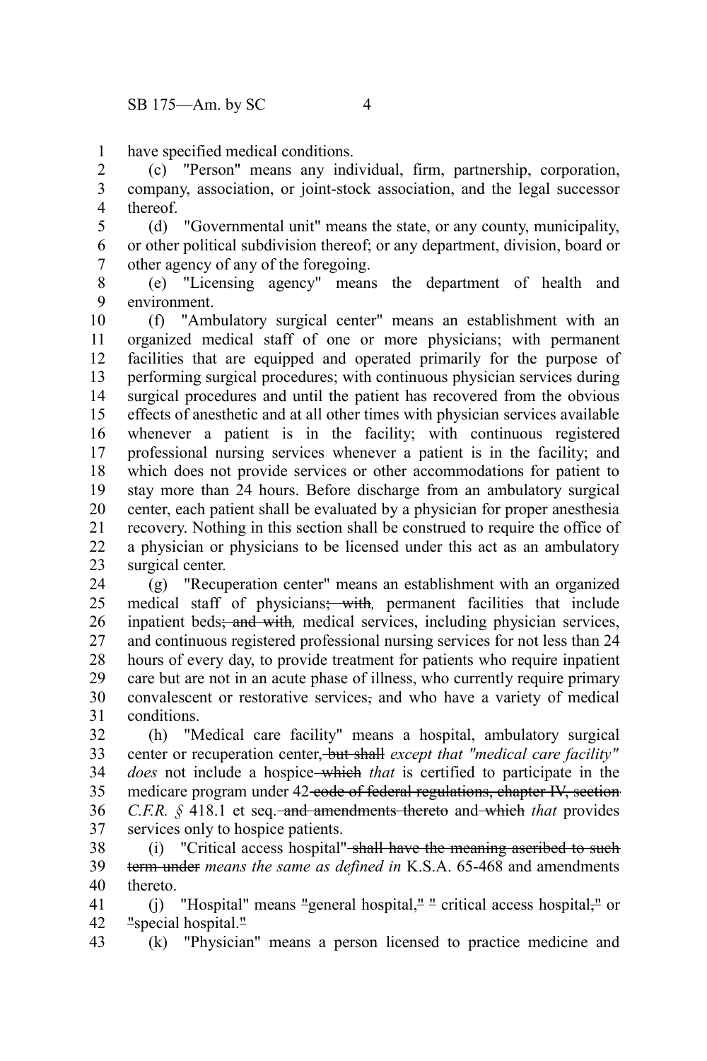have specified medical conditions.

(c) "Person" means any individual, firm, partnership, corporation, company, association, or joint-stock association, and the legal successor thereof.

(d) "Governmental unit" means the state, or any county, municipality, or other political subdivision thereof; or any department, division, board or other agency of any of the foregoing.

(e) "Licensing agency" means the department of health and environment.

(f) "Ambulatory surgical center" means an establishment with an organized medical staff of one or more physicians; with permanent facilities that are equipped and operated primarily for the purpose of performing surgical procedures; with continuous physician services during surgical procedures and until the patient has recovered from the obvious effects of anesthetic and at all other times with physician services available whenever a patient is in the facility; with continuous registered professional nursing services whenever a patient is in the facility; and which does not provide services or other accommodations for patient to stay more than 24 hours. Before discharge from an ambulatory surgical center, each patient shall be evaluated by a physician for proper anesthesia recovery. Nothing in this section shall be construed to require the office of a physician or physicians to be licensed under this act as an ambulatory surgical center.

(g) "Recuperation center" means an establishment with an organized medical staff of physicians~~; with~~*,* permanent facilities that include inpatient beds~~; and with~~*,* medical services, including physician services, and continuous registered professional nursing services for not less than 24 hours of every day, to provide treatment for patients who require inpatient care but are not in an acute phase of illness, who currently require primary convalescent or restorative services~~,~~ and who have a variety of medical conditions.

(h) "Medical care facility" means a hospital, ambulatory surgical center or recuperation center~~, but shall~~ *except that "medical care facility" does* not include a hospice ~~which~~ *that* is certified to participate in the medicare program under 42 ~~code of federal regulations, chapter IV, section~~ *C.F.R. §* 418.1 et seq. ~~and amendments thereto~~ and ~~which~~ *that* provides services only to hospice patients.

(i) "Critical access hospital" ~~shall have the meaning ascribed to such term under~~ *means the same as defined in* K.S.A. 65-468 and amendments thereto.

(j) "Hospital" means ~~"~~general hospital,~~"~~ ~~"~~ critical access hospital~~,"~~ or ~~"~~special hospital.~~"~~

(k) "Physician" means a person licensed to practice medicine and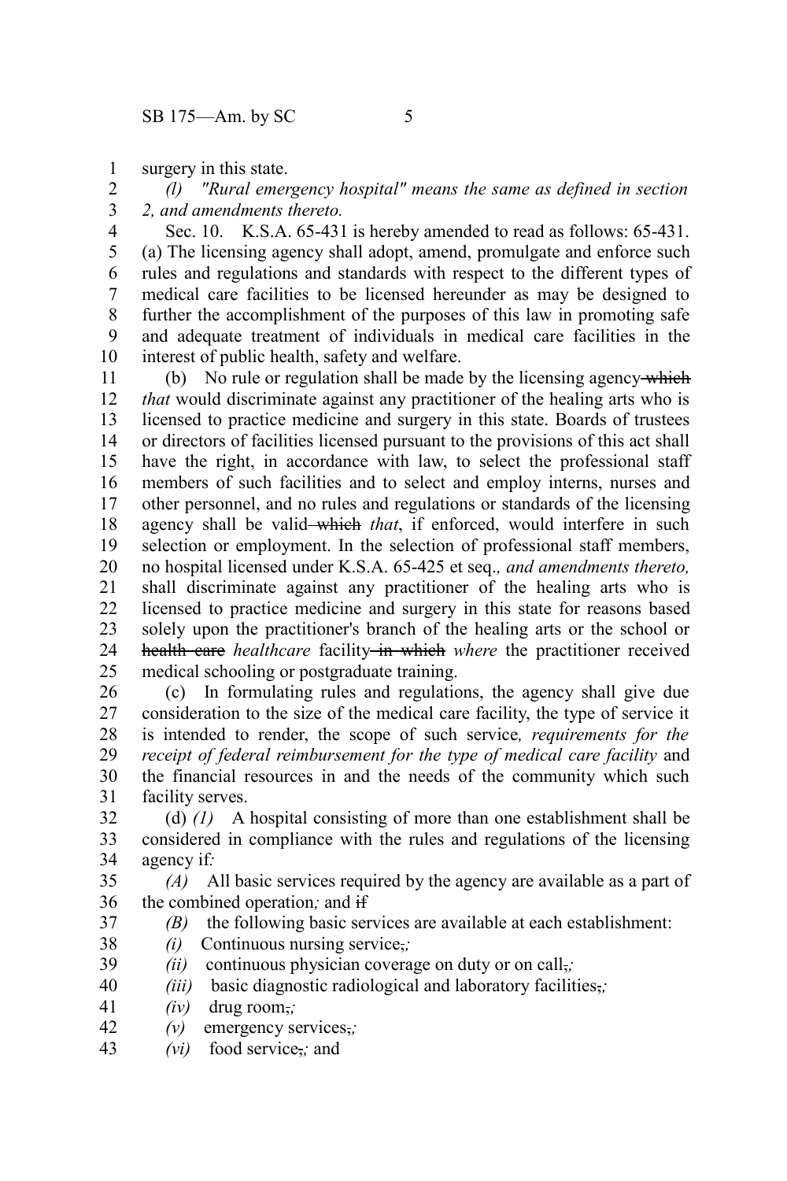surgery in this state.

*(l) "Rural emergency hospital" means the same as defined in section 2, and amendments thereto.*

Sec. 10. K.S.A. 65-431 is hereby amended to read as follows: 65-431. (a) The licensing agency shall adopt, amend, promulgate and enforce such rules and regulations and standards with respect to the different types of medical care facilities to be licensed hereunder as may be designed to further the accomplishment of the purposes of this law in promoting safe and adequate treatment of individuals in medical care facilities in the interest of public health, safety and welfare.

(b) No rule or regulation shall be made by the licensing agency ~~which~~ *that* would discriminate against any practitioner of the healing arts who is licensed to practice medicine and surgery in this state. Boards of trustees or directors of facilities licensed pursuant to the provisions of this act shall have the right, in accordance with law, to select the professional staff members of such facilities and to select and employ interns, nurses and other personnel, and no rules and regulations or standards of the licensing agency shall be valid ~~which~~ *that*, if enforced, would interfere in such selection or employment. In the selection of professional staff members, no hospital licensed under K.S.A. 65-425 et seq.*, and amendments thereto,* shall discriminate against any practitioner of the healing arts who is licensed to practice medicine and surgery in this state for reasons based solely upon the practitioner's branch of the healing arts or the school or ~~health care~~ *healthcare* facility ~~in which~~ *where* the practitioner received medical schooling or postgraduate training.

(c) In formulating rules and regulations, the agency shall give due consideration to the size of the medical care facility, the type of service it is intended to render, the scope of such service*, requirements for the receipt of federal reimbursement for the type of medical care facility* and the financial resources in and the needs of the community which such facility serves.

(d) *(1)* A hospital consisting of more than one establishment shall be considered in compliance with the rules and regulations of the licensing agency if*:*

*(A)* All basic services required by the agency are available as a part of the combined operation*;* and ~~if~~

*(B)* the following basic services are available at each establishment:

*(i)* Continuous nursing service~~,~~*;*

*(ii)* continuous physician coverage on duty or on call~~,~~*;*

*(iii)* basic diagnostic radiological and laboratory facilities~~,~~*;*

*(iv)* drug room~~,~~*;*

*(v)* emergency services~~,~~*;*

*(vi)* food service~~,~~*;* and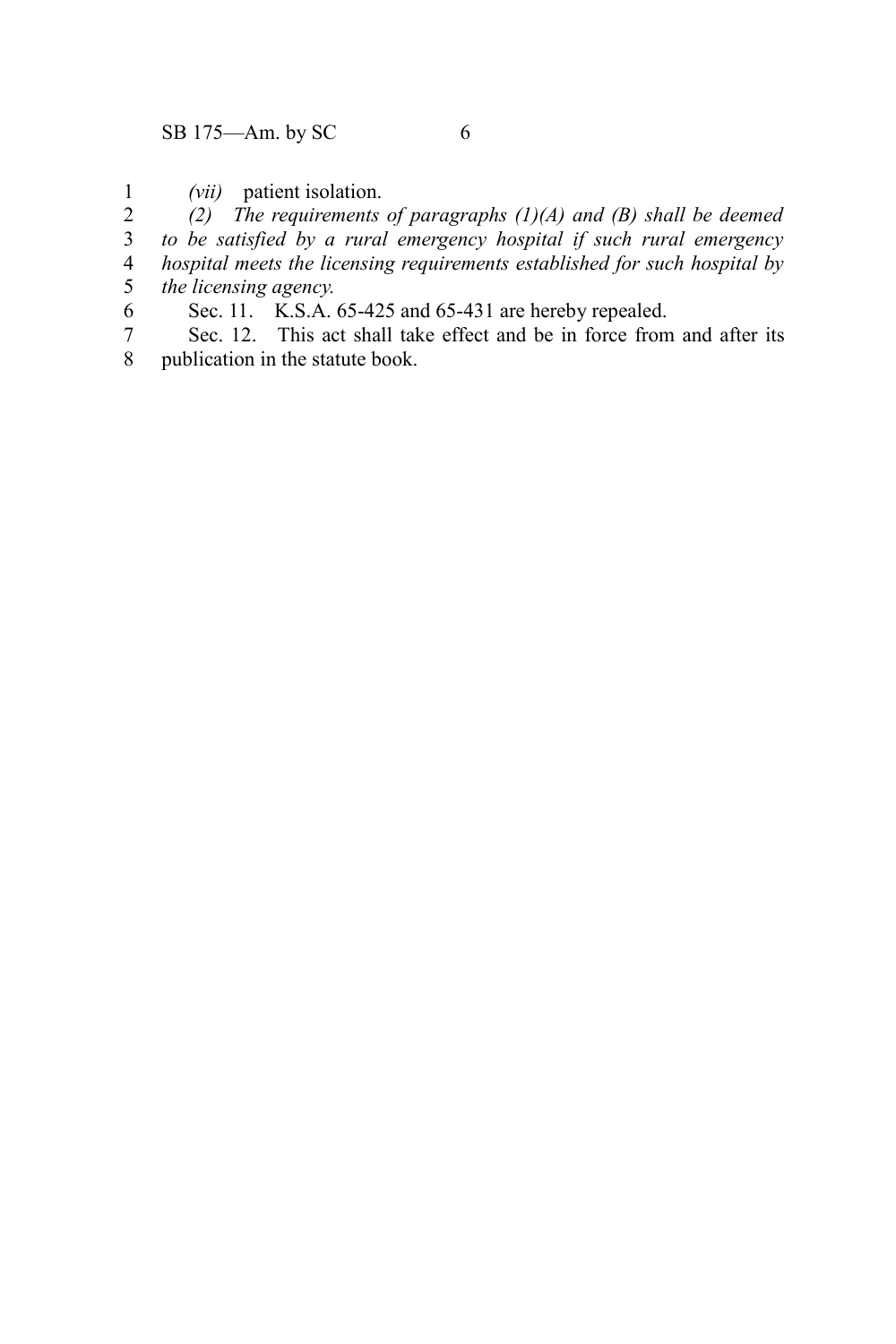*(vii)* patient isolation.

*(2) The requirements of paragraphs (1)(A) and (B) shall be deemed to be satisfied by a rural emergency hospital if such rural emergency hospital meets the licensing requirements established for such hospital by the licensing agency.*

Sec. 11. K.S.A. 65-425 and 65-431 are hereby repealed.

Sec. 12. This act shall take effect and be in force from and after its publication in the statute book.